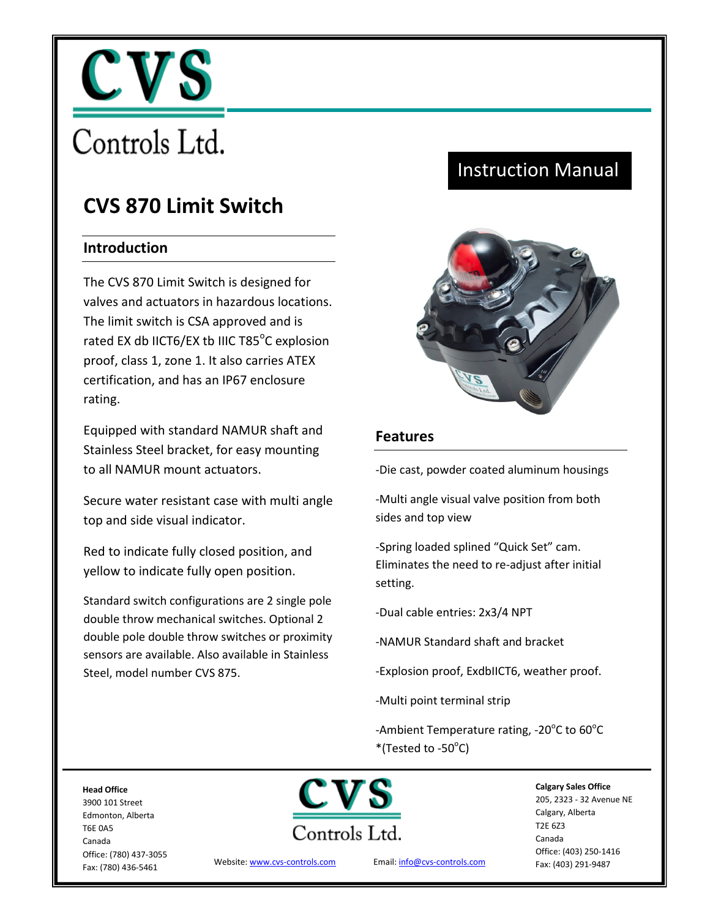# CVS Controls Ltd.

Instruction Manual

# CVS 870 Limit Switch

## Introduction

The CVS 870 Limit Switch is designed for valves and actuators in hazardous locations. The limit switch is CSA approved and is rated EX db IICT6/EX tb IIIC T85°C explosion proof, class 1, zone 1. It also carries ATEX certification, and has an IP67 enclosure rating.

Equipped with standard NAMUR shaft and Stainless Steel bracket, for easy mounting to all NAMUR mount actuators.

Secure water resistant case with multi angle top and side visual indicator.

Red to indicate fully closed position, and yellow to indicate fully open position.

Standard switch configurations are 2 single pole double throw mechanical switches. Optional 2 double pole double throw switches or proximity sensors are available. Also available in Stainless Steel, model number CVS 875.

## Features

-Die cast, powder coated aluminum housings

-Multi angle visual valve position from both sides and top view

-Spring loaded splined "Quick Set" cam. Eliminates the need to re-adjust after initial setting.

-Dual cable entries: 2x3/4 NPT

-NAMUR Standard shaft and bracket

-Explosion proof, ExdbIICT6, weather proof.

-Multi point terminal strip

-Ambient Temperature rating, -20°C to 60°C *(Tested to -50°C)

**Head Office**
3900 101 Street
Edmonton, Alberta
T6E 0A5
Canada
Office: (780) 437-3055
Fax: (780) 436-5461

Website: www.cvs-controls.com

Email: info@cvs-controls.com

**Calgary Sales Office**
205, 2323 - 32 Avenue NE
Calgary, Alberta
T2E 6Z3
Canada
Office: (403) 250-1416
Fax: (403) 291-9487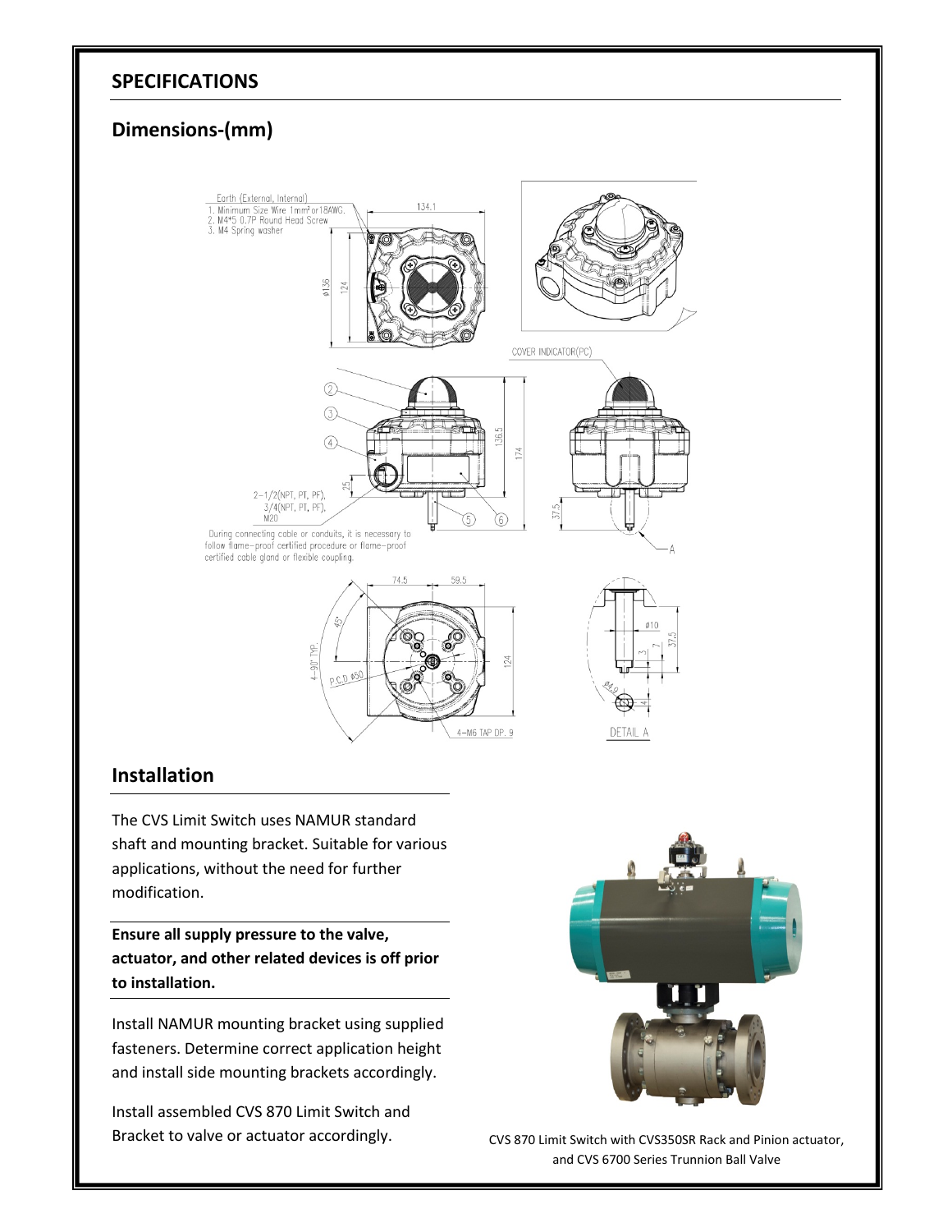## SPECIFICATIONS

### Dimensions-(mm)

## Installation

The CVS Limit Switch uses NAMUR standard shaft and mounting bracket. Suitable for various applications, without the need for further modification.

**Ensure all supply pressure to the valve, actuator, and other related devices is off prior to installation.**

Install NAMUR mounting bracket using supplied fasteners. Determine correct application height and install side mounting brackets accordingly.

Install assembled CVS 870 Limit Switch and Bracket to valve or actuator accordingly.

CVS 870 Limit Switch with CVS350SR Rack and Pinion actuator, and CVS 6700 Series Trunnion Ball Valve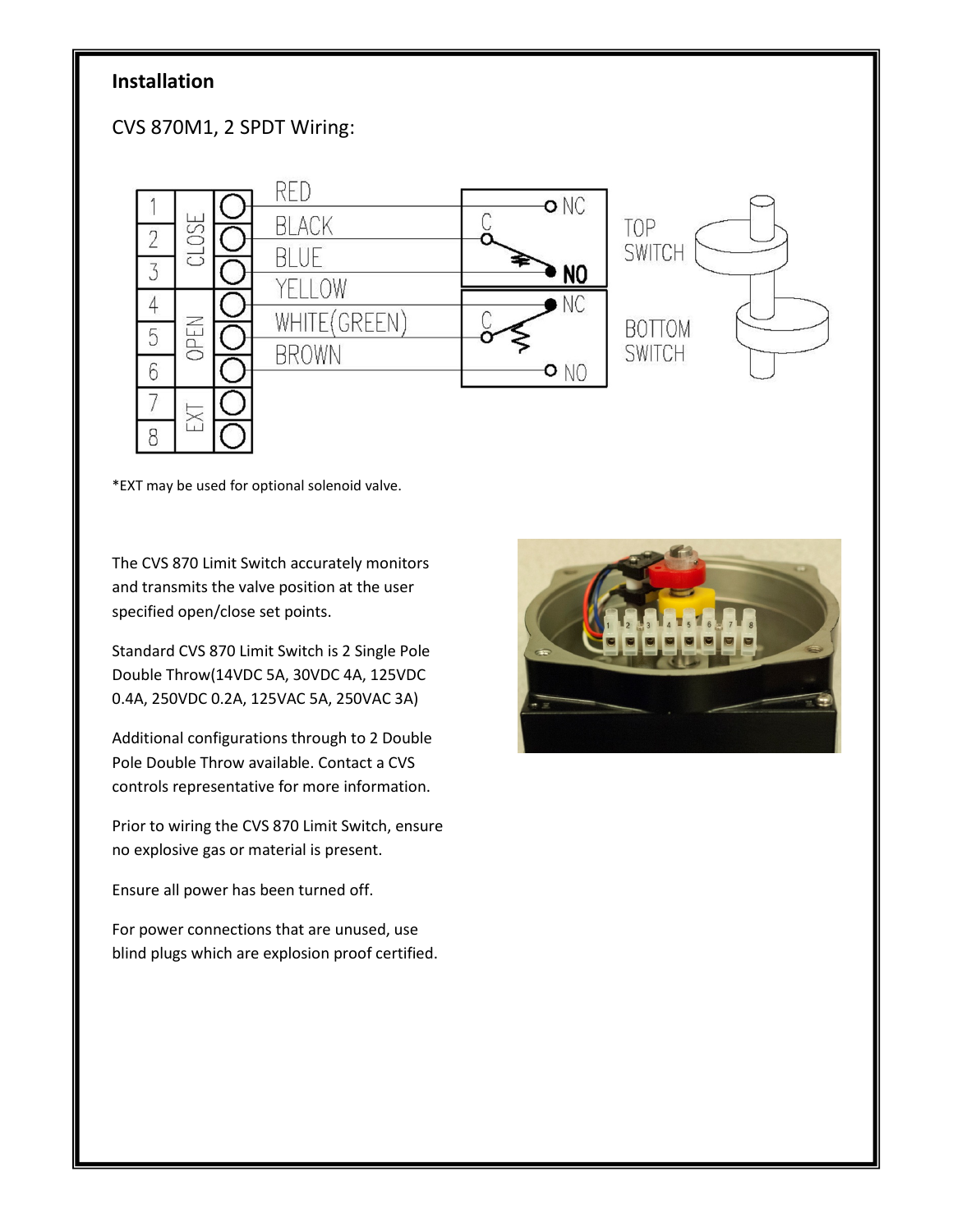## Installation

CVS 870M1, 2 SPDT Wiring:

*EXT may be used for optional solenoid valve.

The CVS 870 Limit Switch accurately monitors and transmits the valve position at the user specified open/close set points.

Standard CVS 870 Limit Switch is 2 Single Pole Double Throw(14VDC 5A, 30VDC 4A, 125VDC 0.4A, 250VDC 0.2A, 125VAC 5A, 250VAC 3A)

Additional configurations through to 2 Double Pole Double Throw available. Contact a CVS controls representative for more information.

Prior to wiring the CVS 870 Limit Switch, ensure no explosive gas or material is present.

Ensure all power has been turned off.

For power connections that are unused, use blind plugs which are explosion proof certified.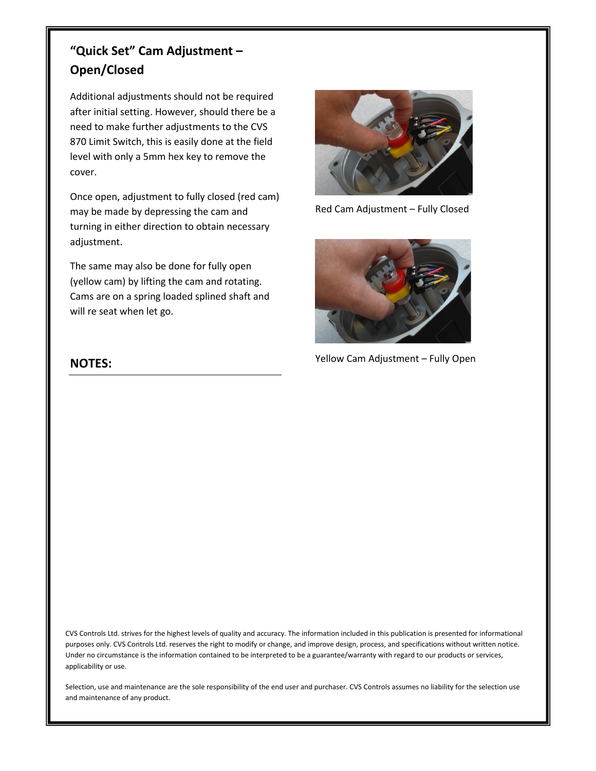## "Quick Set" Cam Adjustment – Open/Closed

Additional adjustments should not be required after initial setting. However, should there be a need to make further adjustments to the CVS 870 Limit Switch, this is easily done at the field level with only a 5mm hex key to remove the cover.

Once open, adjustment to fully closed (red cam) may be made by depressing the cam and turning in either direction to obtain necessary adjustment.

The same may also be done for fully open (yellow cam) by lifting the cam and rotating. Cams are on a spring loaded splined shaft and will re seat when let go.

Red Cam Adjustment – Fully Closed

Yellow Cam Adjustment – Fully Open

## NOTES:

CVS Controls Ltd. strives for the highest levels of quality and accuracy. The information included in this publication is presented for informational purposes only. CVS Controls Ltd. reserves the right to modify or change, and improve design, process, and specifications without written notice. Under no circumstance is the information contained to be interpreted to be a guarantee/warranty with regard to our products or services, applicability or use.

Selection, use and maintenance are the sole responsibility of the end user and purchaser. CVS Controls assumes no liability for the selection use and maintenance of any product.